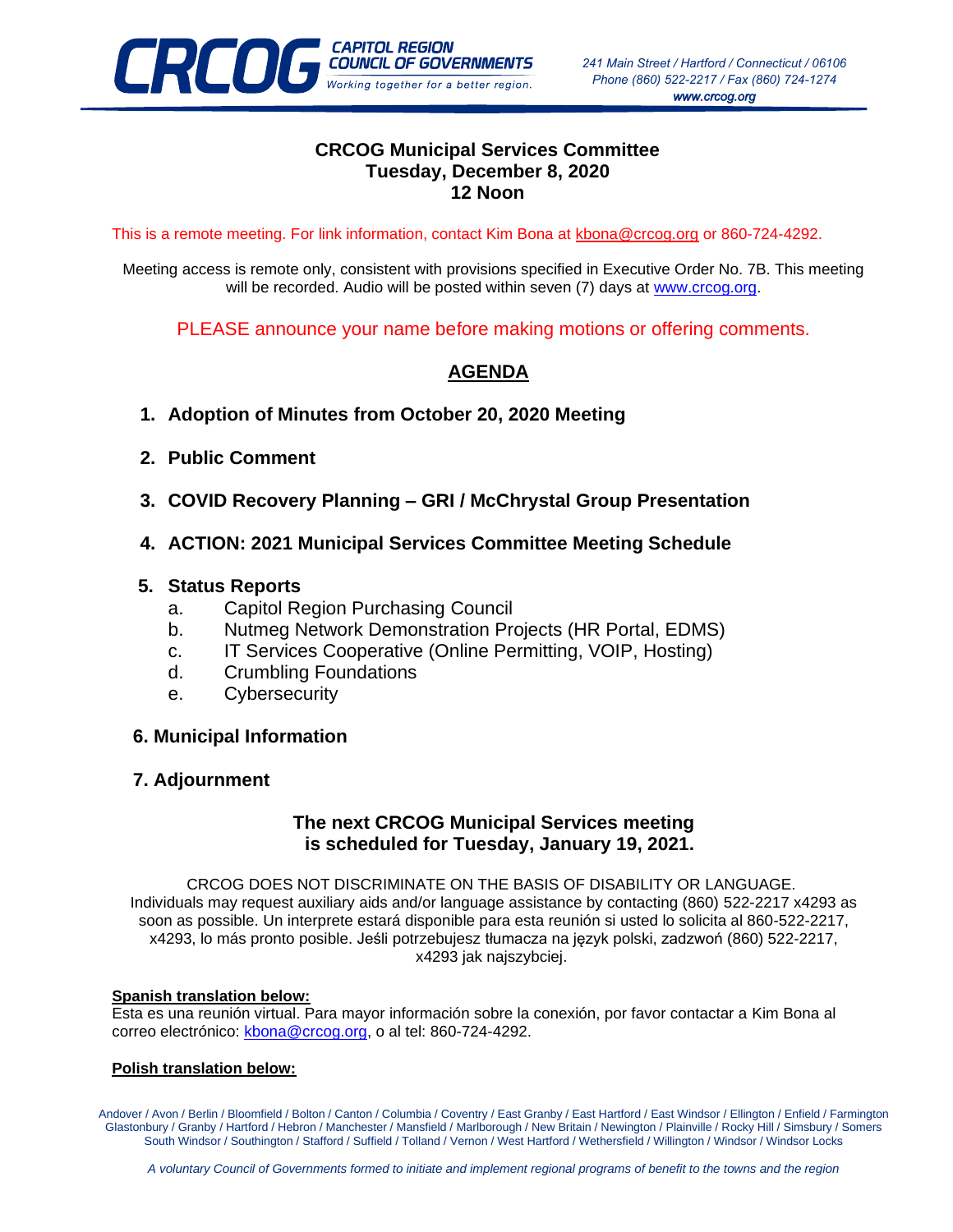**CRCOG** CAPITOL REGION COUNCIL OF GOVERNMENTS
*Working together for a better region.*

*241 Main Street / Hartford / Connecticut / 06106*
*Phone (860) 522-2217 / Fax (860) 724-1274*
***www.crcog.org***

# CRCOG Municipal Services Committee
## Tuesday, December 8, 2020
## 12 Noon

This is a remote meeting. For link information, contact Kim Bona at kbona@crcog.org or 860-724-4292.

Meeting access is remote only, consistent with provisions specified in Executive Order No. 7B. This meeting will be recorded. Audio will be posted within seven (7) days at www.crcog.org.

PLEASE announce your name before making motions or offering comments.

## AGENDA

1. **Adoption of Minutes from October 20, 2020 Meeting**
2. **Public Comment**
3. **COVID Recovery Planning – GRI / McChrystal Group Presentation**
4. **ACTION: 2021 Municipal Services Committee Meeting Schedule**
5. **Status Reports**
   a. Capitol Region Purchasing Council
   b. Nutmeg Network Demonstration Projects (HR Portal, EDMS)
   c. IT Services Cooperative (Online Permitting, VOIP, Hosting)
   d. Crumbling Foundations
   e. Cybersecurity
6. **Municipal Information**
7. **Adjournment**

**The next CRCOG Municipal Services meeting is scheduled for Tuesday, January 19, 2021.**

CRCOG DOES NOT DISCRIMINATE ON THE BASIS OF DISABILITY OR LANGUAGE. Individuals may request auxiliary aids and/or language assistance by contacting (860) 522-2217 x4293 as soon as possible. Un interprete estará disponible para esta reunión si usted lo solicita al 860-522-2217, x4293, lo más pronto posible. Jeśli potrzebujesz tłumacza na język polski, zadzwoń (860) 522-2217, x4293 jak najszybciej.

**Spanish translation below:**
Esta es una reunión virtual. Para mayor información sobre la conexión, por favor contactar a Kim Bona al correo electrónico: kbona@crcog.org, o al tel: 860-724-4292.

**Polish translation below:**

Andover / Avon / Berlin / Bloomfield / Bolton / Canton / Columbia / Coventry / East Granby / East Hartford / East Windsor / Ellington / Enfield / Farmington Glastonbury / Granby / Hartford / Hebron / Manchester / Mansfield / Marlborough / New Britain / Newington / Plainville / Rocky Hill / Simsbury / Somers South Windsor / Southington / Stafford / Suffield / Tolland / Vernon / West Hartford / Wethersfield / Willington / Windsor / Windsor Locks

*A voluntary Council of Governments formed to initiate and implement regional programs of benefit to the towns and the region*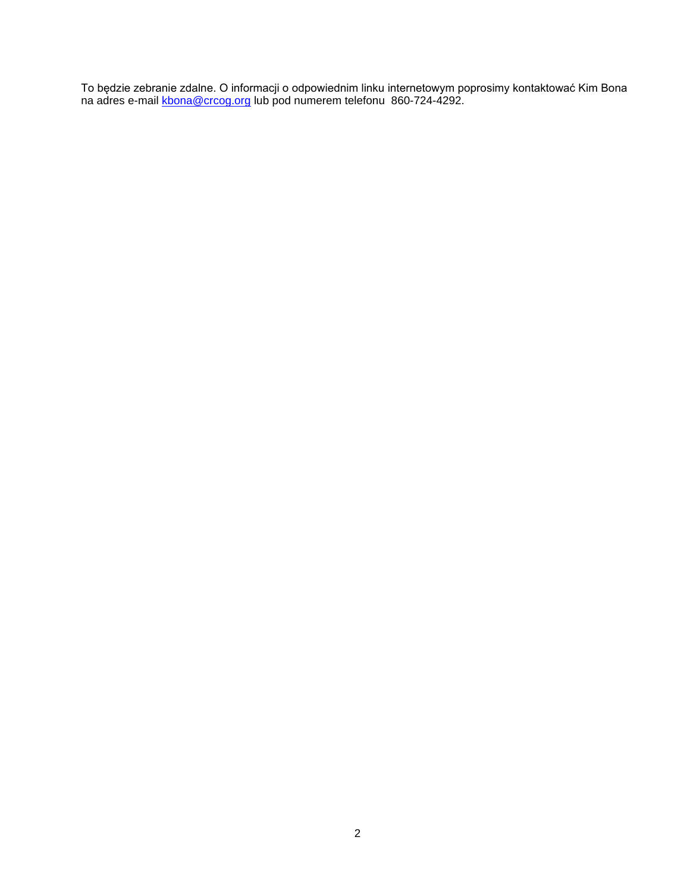To będzie zebranie zdalne. O informacji o odpowiednim linku internetowym poprosimy kontaktować Kim Bona na adres e-mail kbona@crcog.org lub pod numerem telefonu 860-724-4292.